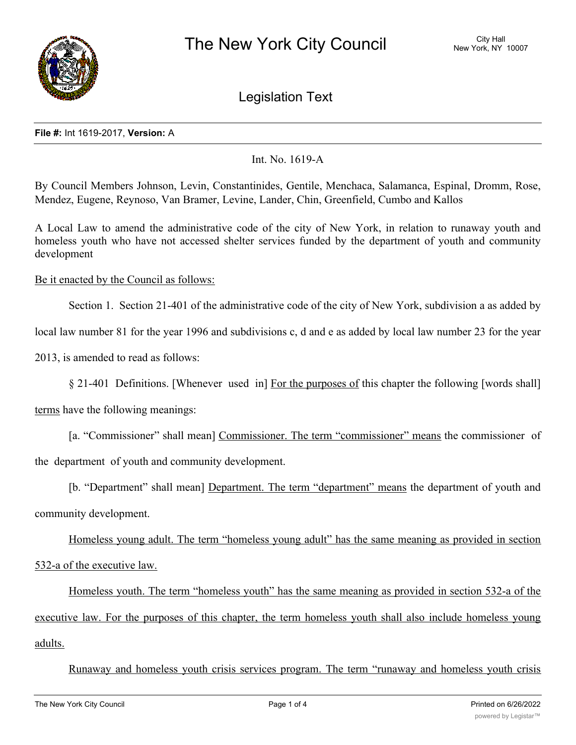The New York City Council

City Hall
New York, NY 10007

Legislation Text

**File #:** Int 1619-2017, **Version:** A

Int. No. 1619-A

By Council Members Johnson, Levin, Constantinides, Gentile, Menchaca, Salamanca, Espinal, Dromm, Rose, Mendez, Eugene, Reynoso, Van Bramer, Levine, Lander, Chin, Greenfield, Cumbo and Kallos

A Local Law to amend the administrative code of the city of New York, in relation to runaway youth and homeless youth who have not accessed shelter services funded by the department of youth and community development

Be it enacted by the Council as follows:

Section 1. Section 21-401 of the administrative code of the city of New York, subdivision a as added by local law number 81 for the year 1996 and subdivisions c, d and e as added by local law number 23 for the year 2013, is amended to read as follows:

§ 21-401 Definitions. [Whenever used in] For the purposes of this chapter the following [words shall] terms have the following meanings:

[a. "Commissioner" shall mean] Commissioner. The term "commissioner" means the commissioner of the department of youth and community development.

[b. "Department" shall mean] Department. The term "department" means the department of youth and community development.

Homeless young adult. The term "homeless young adult" has the same meaning as provided in section 532-a of the executive law.

Homeless youth. The term "homeless youth" has the same meaning as provided in section 532-a of the executive law. For the purposes of this chapter, the term homeless youth shall also include homeless young adults.

Runaway and homeless youth crisis services program. The term "runaway and homeless youth crisis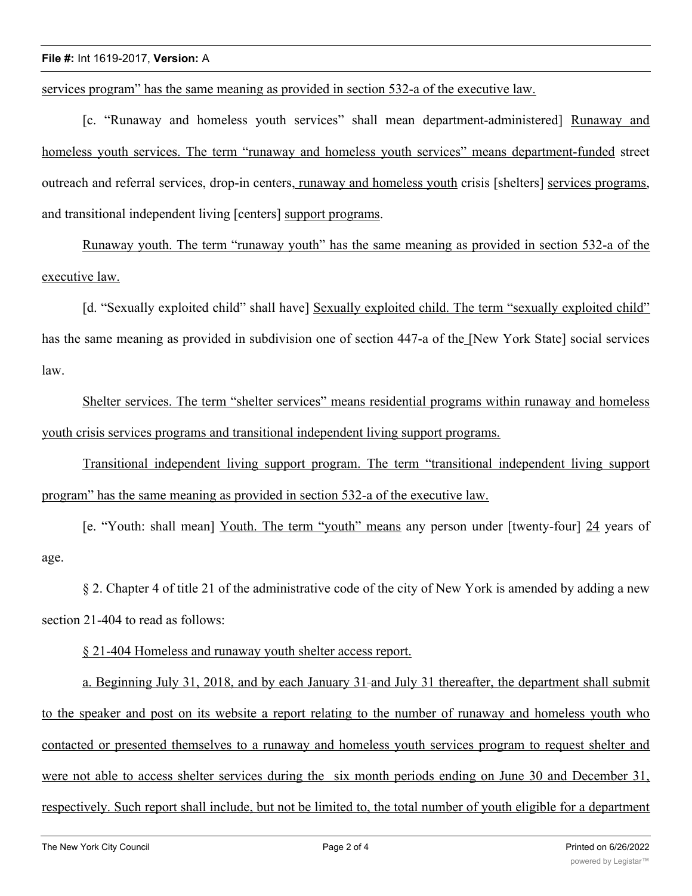services program" has the same meaning as provided in section 532-a of the executive law.

[c. "Runaway and homeless youth services" shall mean department-administered] Runaway and homeless youth services. The term "runaway and homeless youth services" means department-funded street outreach and referral services, drop-in centers, runaway and homeless youth crisis [shelters] services programs, and transitional independent living [centers] support programs.

Runaway youth. The term "runaway youth" has the same meaning as provided in section 532-a of the executive law.

[d. "Sexually exploited child" shall have] Sexually exploited child. The term "sexually exploited child" has the same meaning as provided in subdivision one of section 447-a of the [New York State] social services law.

Shelter services. The term "shelter services" means residential programs within runaway and homeless youth crisis services programs and transitional independent living support programs.

Transitional independent living support program. The term "transitional independent living support program" has the same meaning as provided in section 532-a of the executive law.

[e. "Youth: shall mean] Youth. The term "youth" means any person under [twenty-four] 24 years of age.

§ 2. Chapter 4 of title 21 of the administrative code of the city of New York is amended by adding a new section 21-404 to read as follows:

§ 21-404 Homeless and runaway youth shelter access report.

a. Beginning July 31, 2018, and by each January 31 and July 31 thereafter, the department shall submit to the speaker and post on its website a report relating to the number of runaway and homeless youth who contacted or presented themselves to a runaway and homeless youth services program to request shelter and were not able to access shelter services during the six month periods ending on June 30 and December 31, respectively. Such report shall include, but not be limited to, the total number of youth eligible for a department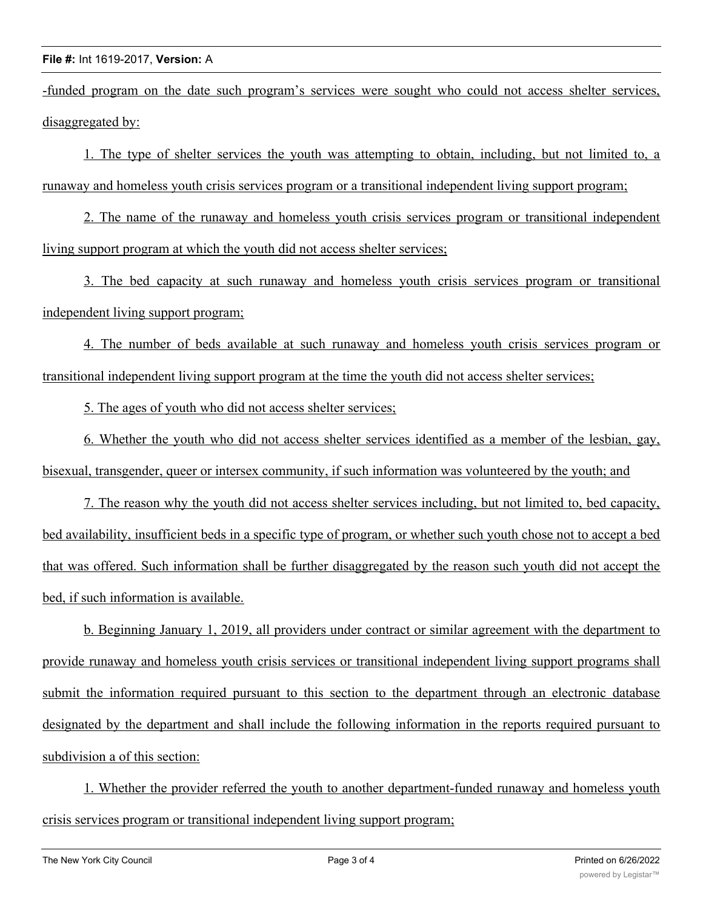-funded program on the date such program's services were sought who could not access shelter services, disaggregated by:

1. The type of shelter services the youth was attempting to obtain, including, but not limited to, a runaway and homeless youth crisis services program or a transitional independent living support program;

2. The name of the runaway and homeless youth crisis services program or transitional independent living support program at which the youth did not access shelter services;

3. The bed capacity at such runaway and homeless youth crisis services program or transitional independent living support program;

4. The number of beds available at such runaway and homeless youth crisis services program or transitional independent living support program at the time the youth did not access shelter services;

5. The ages of youth who did not access shelter services;

6. Whether the youth who did not access shelter services identified as a member of the lesbian, gay, bisexual, transgender, queer or intersex community, if such information was volunteered by the youth; and

7. The reason why the youth did not access shelter services including, but not limited to, bed capacity, bed availability, insufficient beds in a specific type of program, or whether such youth chose not to accept a bed that was offered. Such information shall be further disaggregated by the reason such youth did not accept the bed, if such information is available.

b. Beginning January 1, 2019, all providers under contract or similar agreement with the department to provide runaway and homeless youth crisis services or transitional independent living support programs shall submit the information required pursuant to this section to the department through an electronic database designated by the department and shall include the following information in the reports required pursuant to subdivision a of this section:

1. Whether the provider referred the youth to another department-funded runaway and homeless youth crisis services program or transitional independent living support program;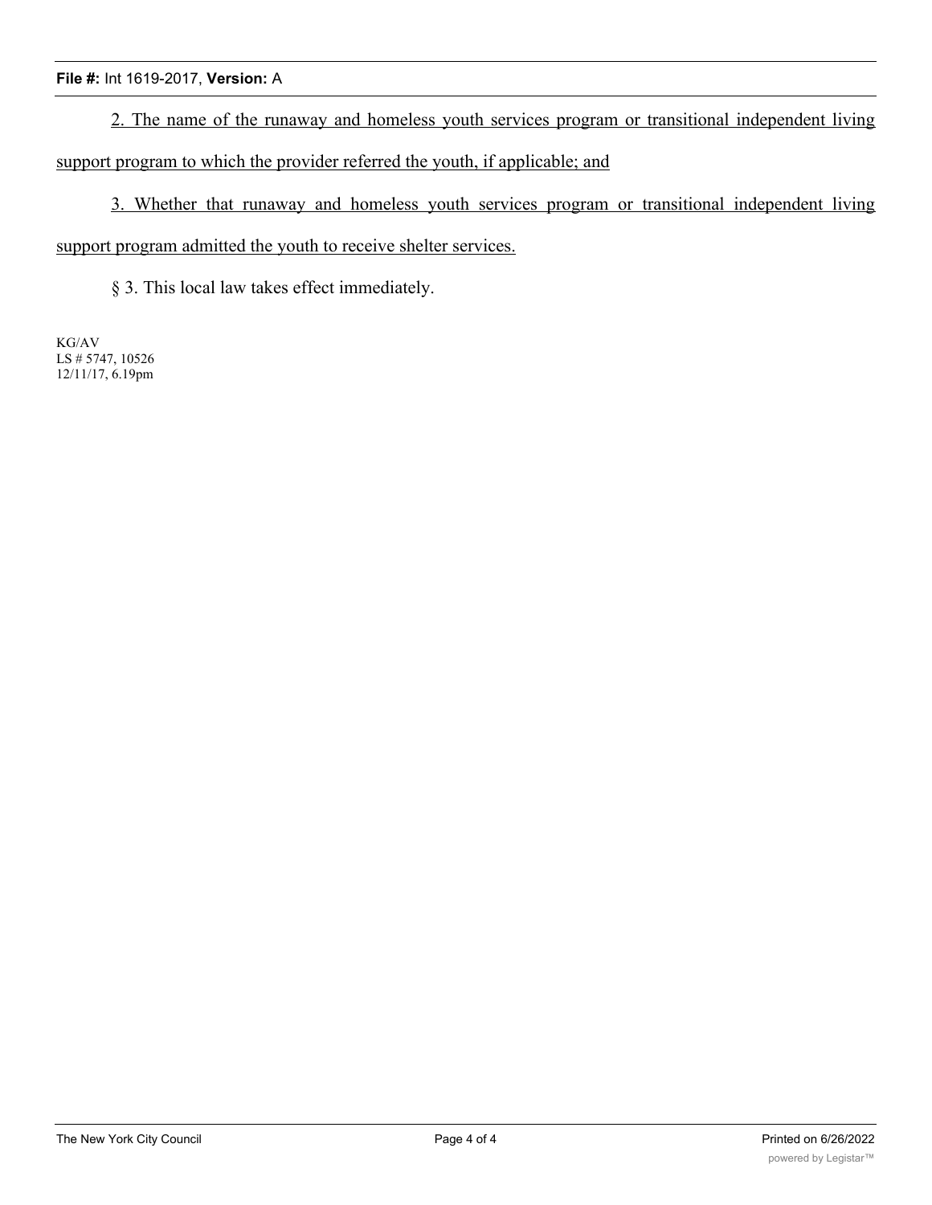2. The name of the runaway and homeless youth services program or transitional independent living support program to which the provider referred the youth, if applicable; and

3. Whether that runaway and homeless youth services program or transitional independent living support program admitted the youth to receive shelter services.

§ 3. This local law takes effect immediately.

KG/AV
LS # 5747, 10526
12/11/17, 6.19pm